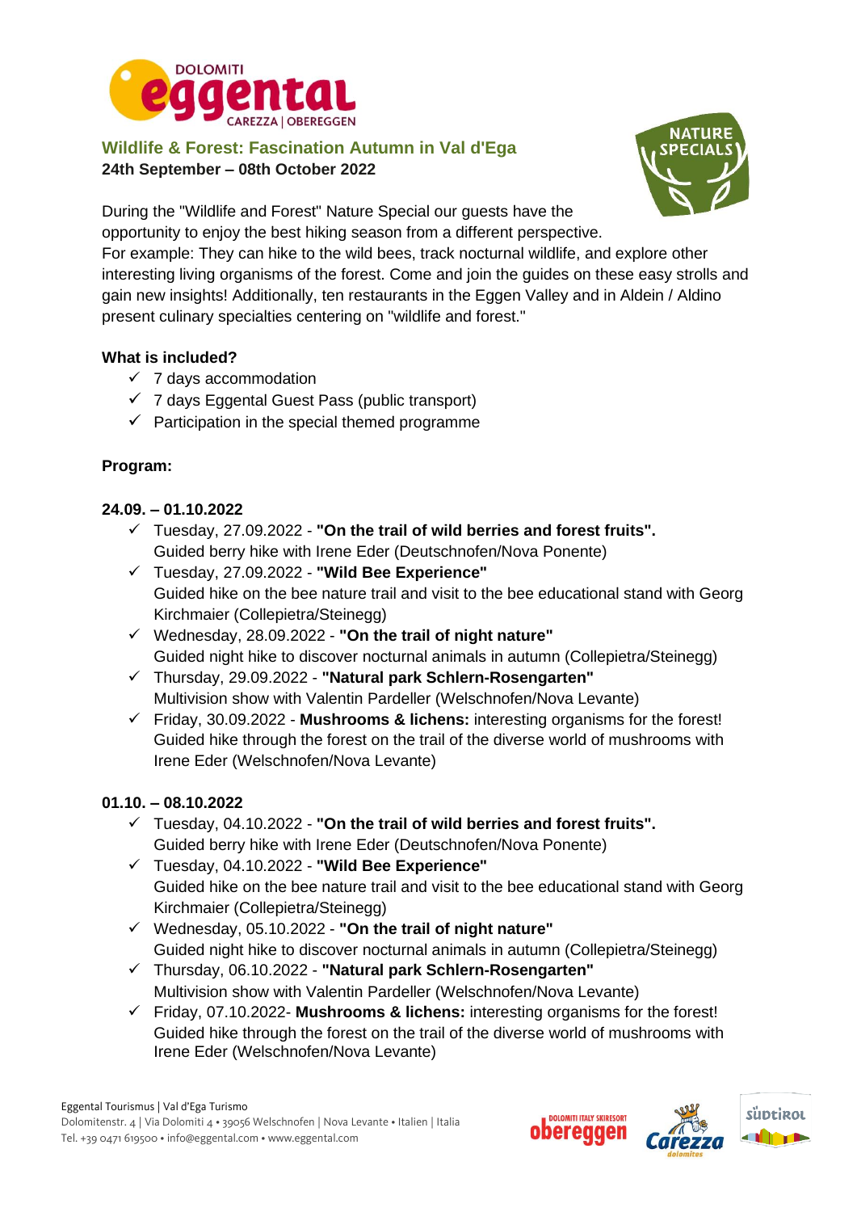## Wildlife & Forest: Fascination Autumn in Val d'Ega

**24th September – 08th October 2022**

During the "Wildlife and Forest" Nature Special our guests have the opportunity to enjoy the best hiking season from a different perspective.
For example: They can hike to the wild bees, track nocturnal wildlife, and explore other interesting living organisms of the forest. Come and join the guides on these easy strolls and gain new insights! Additionally, ten restaurants in the Eggen Valley and in Aldein / Aldino present culinary specialties centering on "wildlife and forest."

**What is included?**

- ✓ 7 days accommodation
- ✓ 7 days Eggental Guest Pass (public transport)
- ✓ Participation in the special themed programme

**Program:**

**24.09. – 01.10.2022**

- ✓ Tuesday, 27.09.2022 - **"On the trail of wild berries and forest fruits".** Guided berry hike with Irene Eder (Deutschnofen/Nova Ponente)
- ✓ Tuesday, 27.09.2022 - **"Wild Bee Experience"** Guided hike on the bee nature trail and visit to the bee educational stand with Georg Kirchmaier (Collepietra/Steinegg)
- ✓ Wednesday, 28.09.2022 - **"On the trail of night nature"** Guided night hike to discover nocturnal animals in autumn (Collepietra/Steinegg)
- ✓ Thursday, 29.09.2022 - **"Natural park Schlern-Rosengarten"** Multivision show with Valentin Pardeller (Welschnofen/Nova Levante)
- ✓ Friday, 30.09.2022 - **Mushrooms & lichens:** interesting organisms for the forest! Guided hike through the forest on the trail of the diverse world of mushrooms with Irene Eder (Welschnofen/Nova Levante)

**01.10. – 08.10.2022**

- ✓ Tuesday, 04.10.2022 - **"On the trail of wild berries and forest fruits".** Guided berry hike with Irene Eder (Deutschnofen/Nova Ponente)
- ✓ Tuesday, 04.10.2022 - **"Wild Bee Experience"** Guided hike on the bee nature trail and visit to the bee educational stand with Georg Kirchmaier (Collepietra/Steinegg)
- ✓ Wednesday, 05.10.2022 - **"On the trail of night nature"** Guided night hike to discover nocturnal animals in autumn (Collepietra/Steinegg)
- ✓ Thursday, 06.10.2022 - **"Natural park Schlern-Rosengarten"** Multivision show with Valentin Pardeller (Welschnofen/Nova Levante)
- ✓ Friday, 07.10.2022- **Mushrooms & lichens:** interesting organisms for the forest! Guided hike through the forest on the trail of the diverse world of mushrooms with Irene Eder (Welschnofen/Nova Levante)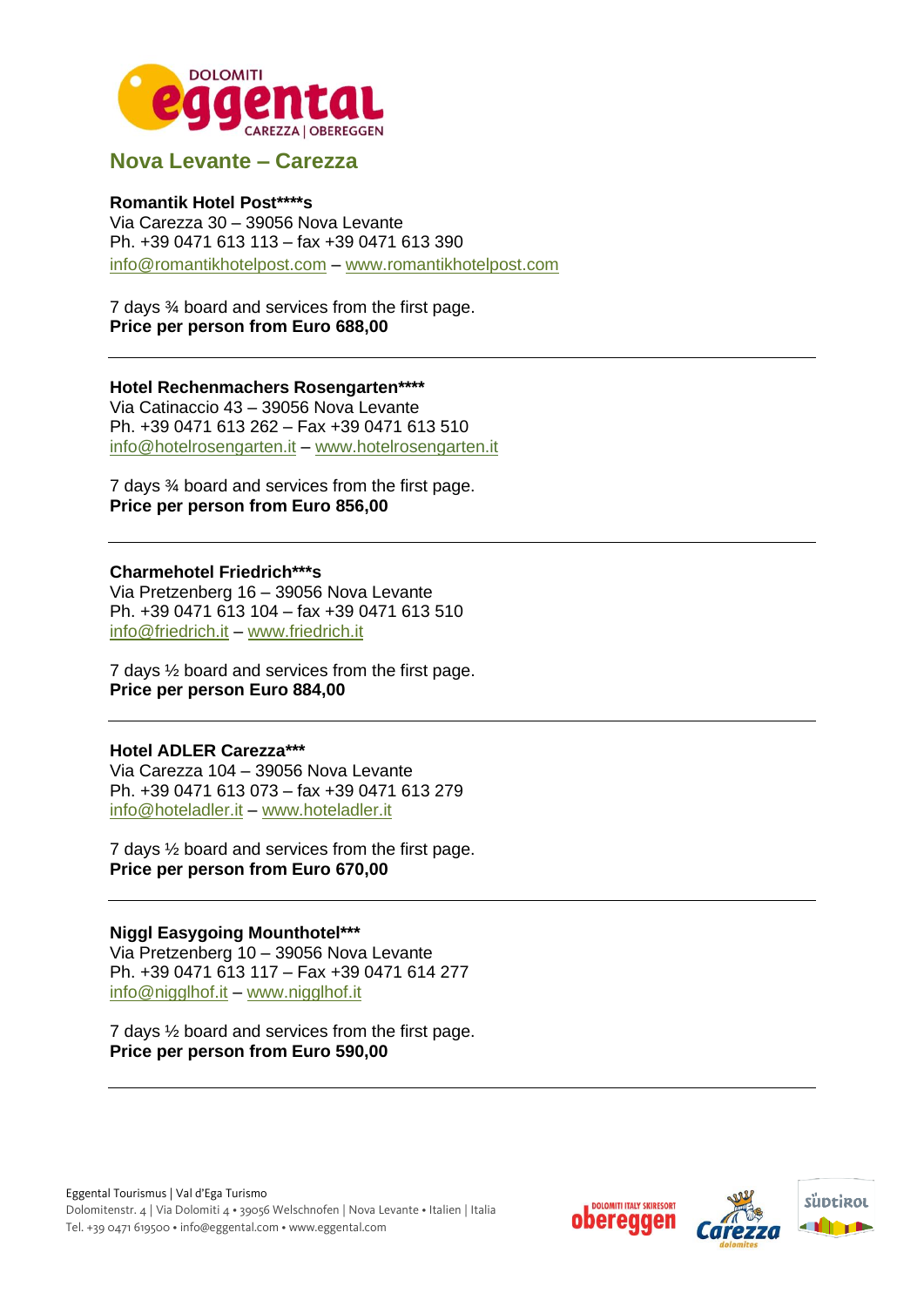## Nova Levante – Carezza

**Romantik Hotel Post****s**
Via Carezza 30 – 39056 Nova Levante
Ph. +39 0471 613 113 – fax +39 0471 613 390
info@romantikhotelpost.com – www.romantikhotelpost.com

7 days ¾ board and services from the first page.
**Price per person from Euro 688,00**

---

**Hotel Rechenmachers Rosengarten****
Via Catinaccio 43 – 39056 Nova Levante
Ph. +39 0471 613 262 – Fax +39 0471 613 510
info@hotelrosengarten.it – www.hotelrosengarten.it

7 days ¾ board and services from the first page.
**Price per person from Euro 856,00**

---

**Charmehotel Friedrich***s**
Via Pretzenberg 16 – 39056 Nova Levante
Ph. +39 0471 613 104 – fax +39 0471 613 510
info@friedrich.it – www.friedrich.it

7 days ½ board and services from the first page.
**Price per person Euro 884,00**

---

**Hotel ADLER Carezza*****
Via Carezza 104 – 39056 Nova Levante
Ph. +39 0471 613 073 – fax +39 0471 613 279
info@hoteladler.it – www.hoteladler.it

7 days ½ board and services from the first page.
**Price per person from Euro 670,00**

---

**Niggl Easygoing Mounthotel*****
Via Pretzenberg 10 – 39056 Nova Levante
Ph. +39 0471 613 117 – Fax +39 0471 614 277
info@nigglhof.it – www.nigglhof.it

7 days ½ board and services from the first page.
**Price per person from Euro 590,00**

---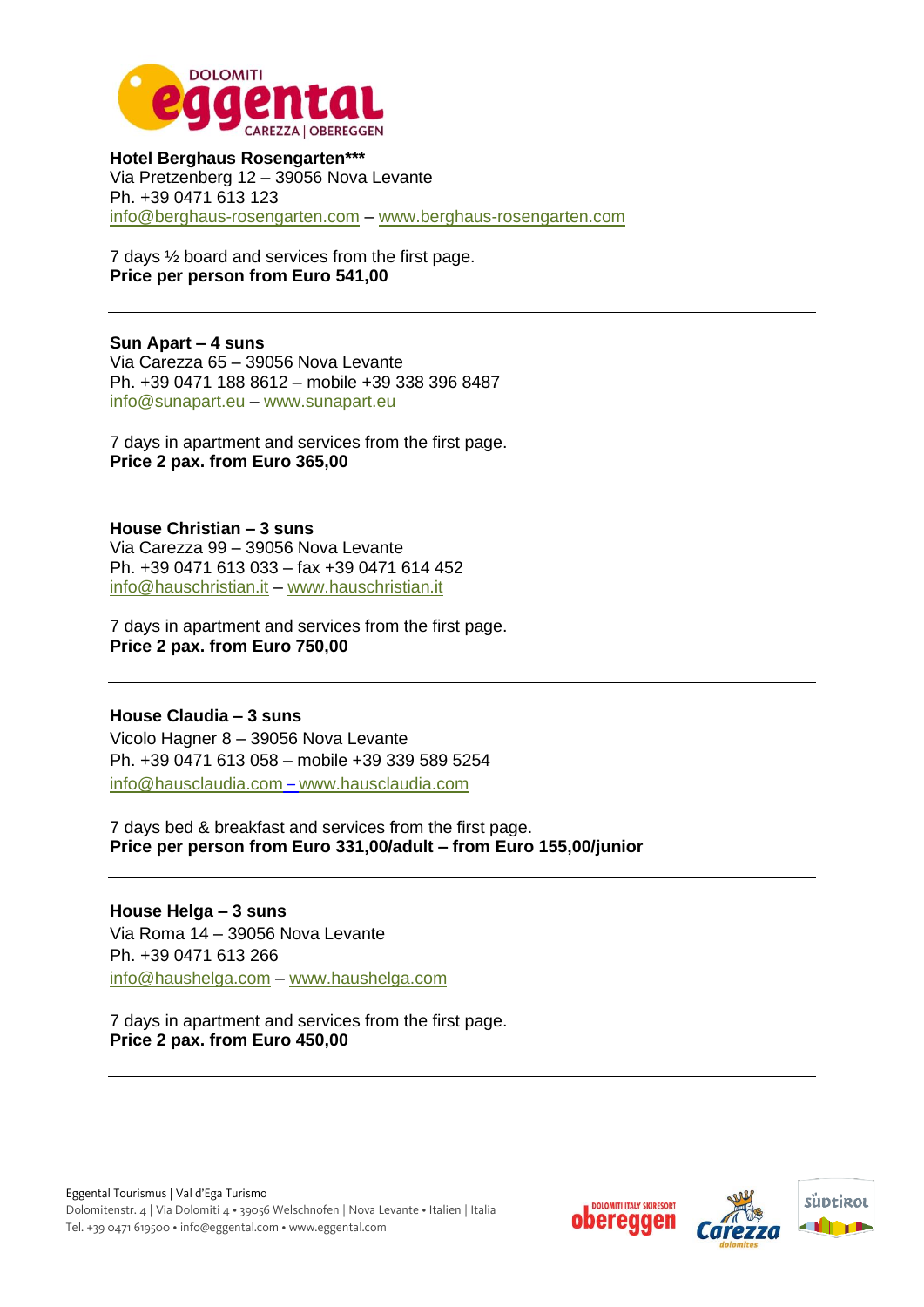**Hotel Berghaus Rosengarten*****
Via Pretzenberg 12 – 39056 Nova Levante
Ph. +39 0471 613 123
info@berghaus-rosengarten.com – www.berghaus-rosengarten.com

7 days ½ board and services from the first page.
**Price per person from Euro 541,00**

---

**Sun Apart – 4 suns**
Via Carezza 65 – 39056 Nova Levante
Ph. +39 0471 188 8612 – mobile +39 338 396 8487
info@sunapart.eu – www.sunapart.eu

7 days in apartment and services from the first page.
**Price 2 pax. from Euro 365,00**

---

**House Christian – 3 suns**
Via Carezza 99 – 39056 Nova Levante
Ph. +39 0471 613 033 – fax +39 0471 614 452
info@hauschristian.it – www.hauschristian.it

7 days in apartment and services from the first page.
**Price 2 pax. from Euro 750,00**

---

**House Claudia – 3 suns**
Vicolo Hagner 8 – 39056 Nova Levante
Ph. +39 0471 613 058 – mobile +39 339 589 5254
info@hausclaudia.com – www.hausclaudia.com

7 days bed & breakfast and services from the first page.
**Price per person from Euro 331,00/adult – from Euro 155,00/junior**

---

**House Helga – 3 suns**
Via Roma 14 – 39056 Nova Levante
Ph. +39 0471 613 266
info@haushelga.com – www.haushelga.com

7 days in apartment and services from the first page.
**Price 2 pax. from Euro 450,00**

---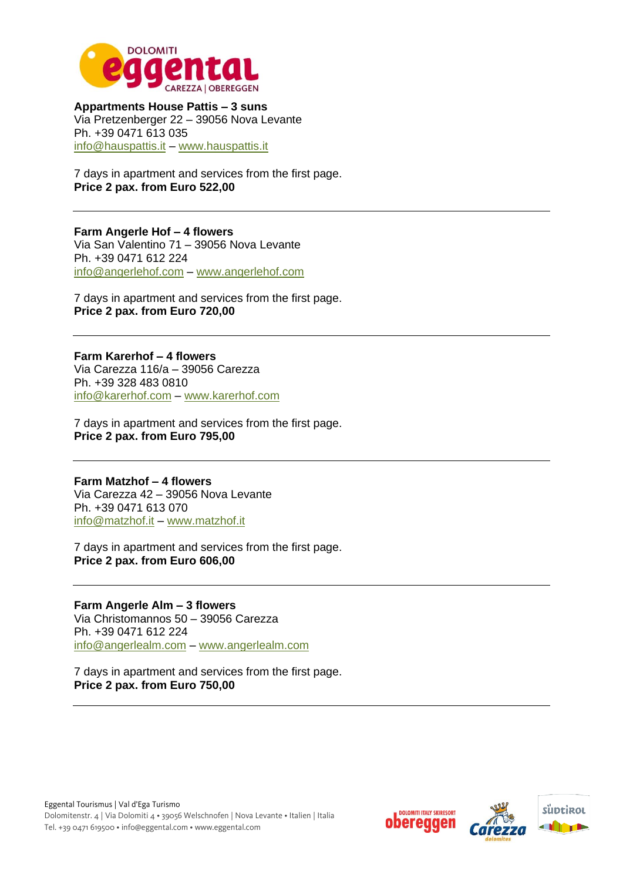**Appartments House Pattis – 3 suns**
Via Pretzenberger 22 – 39056 Nova Levante
Ph. +39 0471 613 035
info@hauspattis.it – www.hauspattis.it

7 days in apartment and services from the first page.
**Price 2 pax. from Euro 522,00**

---

**Farm Angerle Hof – 4 flowers**
Via San Valentino 71 – 39056 Nova Levante
Ph. +39 0471 612 224
info@angerlehof.com – www.angerlehof.com

7 days in apartment and services from the first page.
**Price 2 pax. from Euro 720,00**

---

**Farm Karerhof – 4 flowers**
Via Carezza 116/a – 39056 Carezza
Ph. +39 328 483 0810
info@karerhof.com – www.karerhof.com

7 days in apartment and services from the first page.
**Price 2 pax. from Euro 795,00**

---

**Farm Matzhof – 4 flowers**
Via Carezza 42 – 39056 Nova Levante
Ph. +39 0471 613 070
info@matzhof.it – www.matzhof.it

7 days in apartment and services from the first page.
**Price 2 pax. from Euro 606,00**

---

**Farm Angerle Alm – 3 flowers**
Via Christomannos 50 – 39056 Carezza
Ph. +39 0471 612 224
info@angerlealm.com – www.angerlealm.com

7 days in apartment and services from the first page.
**Price 2 pax. from Euro 750,00**

---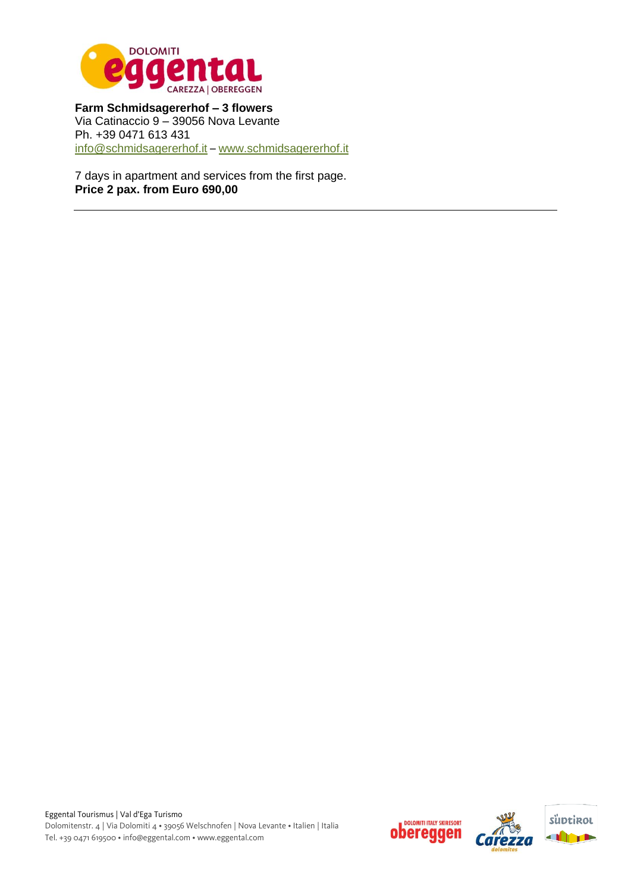**Farm Schmidsagererhof – 3 flowers**
Via Catinaccio 9 – 39056 Nova Levante
Ph. +39 0471 613 431
info@schmidsagererhof.it – www.schmidsagererhof.it

7 days in apartment and services from the first page.
**Price 2 pax. from Euro 690,00**

---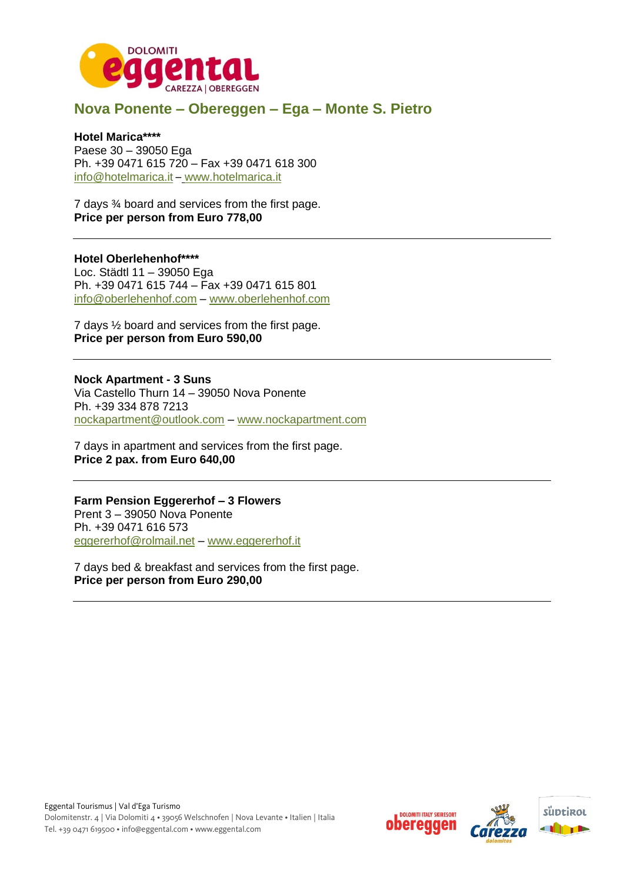## Nova Ponente – Obereggen – Ega – Monte S. Pietro

**Hotel Marica****\*\***
Paese 30 – 39050 Ega
Ph. +39 0471 615 720 – Fax +39 0471 618 300
info@hotelmarica.it – www.hotelmarica.it

7 days ¾ board and services from the first page.
**Price per person from Euro 778,00**

---

**Hotel Oberlehenhof****\*\***
Loc. Städtl 11 – 39050 Ega
Ph. +39 0471 615 744 – Fax +39 0471 615 801
info@oberlehenhof.com – www.oberlehenhof.com

7 days ½ board and services from the first page.
**Price per person from Euro 590,00**

---

**Nock Apartment - 3 Suns**
Via Castello Thurn 14 – 39050 Nova Ponente
Ph. +39 334 878 7213
nockapartment@outlook.com – www.nockapartment.com

7 days in apartment and services from the first page.
**Price 2 pax. from Euro 640,00**

---

**Farm Pension Eggererhof – 3 Flowers**
Prent 3 – 39050 Nova Ponente
Ph. +39 0471 616 573
eggererhof@rolmail.net – www.eggererhof.it

7 days bed & breakfast and services from the first page.
**Price per person from Euro 290,00**

---

Eggental Tourismus | Val d'Ega Turismo
Dolomitenstr. 4 | Via Dolomiti 4 • 39056 Welschnofen | Nova Levante • Italien | Italia
Tel. +39 0471 619500 • info@eggental.com • www.eggental.com